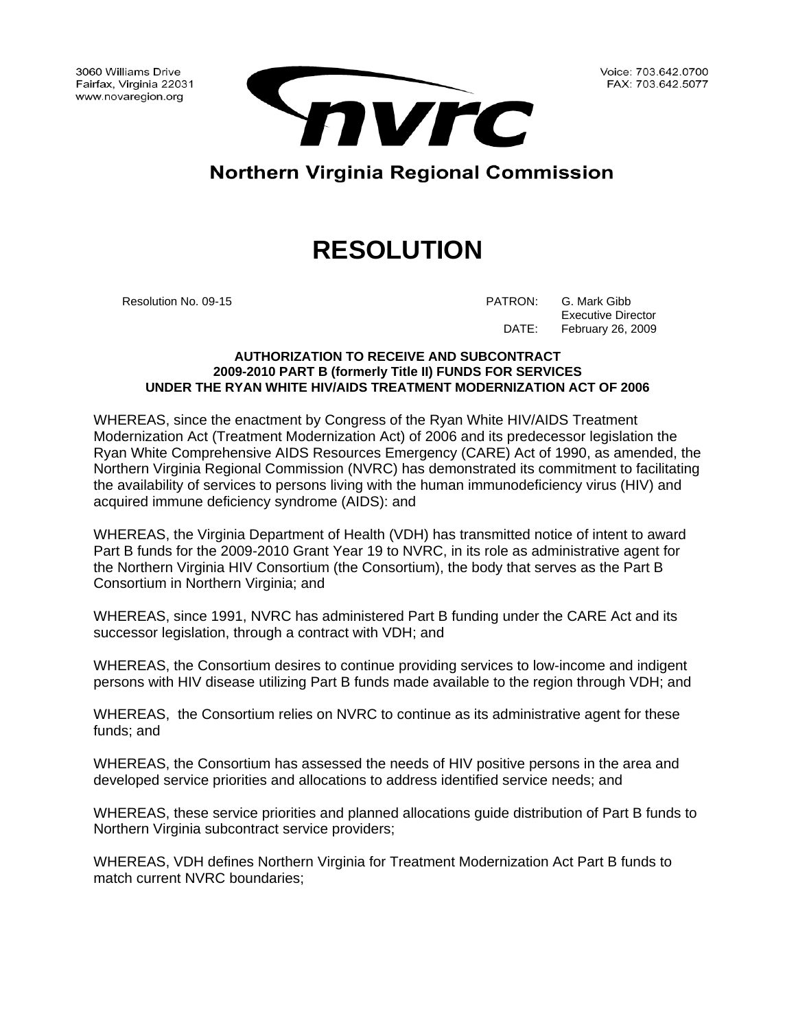3060 Williams Drive
Fairfax, Virginia 22031
www.novaregion.org

Voice: 703.642.0700
FAX: 703.642.5077

nvrc

**Northern Virginia Regional Commission**

# RESOLUTION

Resolution No. 09-15

PATRON: G. Mark Gibb
Executive Director
DATE: February 26, 2009

**AUTHORIZATION TO RECEIVE AND SUBCONTRACT 2009-2010 PART B (formerly Title II) FUNDS FOR SERVICES UNDER THE RYAN WHITE HIV/AIDS TREATMENT MODERNIZATION ACT OF 2006**

WHEREAS, since the enactment by Congress of the Ryan White HIV/AIDS Treatment Modernization Act (Treatment Modernization Act) of 2006 and its predecessor legislation the Ryan White Comprehensive AIDS Resources Emergency (CARE) Act of 1990, as amended, the Northern Virginia Regional Commission (NVRC) has demonstrated its commitment to facilitating the availability of services to persons living with the human immunodeficiency virus (HIV) and acquired immune deficiency syndrome (AIDS): and

WHEREAS, the Virginia Department of Health (VDH) has transmitted notice of intent to award Part B funds for the 2009-2010 Grant Year 19 to NVRC, in its role as administrative agent for the Northern Virginia HIV Consortium (the Consortium), the body that serves as the Part B Consortium in Northern Virginia; and

WHEREAS, since 1991, NVRC has administered Part B funding under the CARE Act and its successor legislation, through a contract with VDH; and

WHEREAS, the Consortium desires to continue providing services to low-income and indigent persons with HIV disease utilizing Part B funds made available to the region through VDH; and

WHEREAS, the Consortium relies on NVRC to continue as its administrative agent for these funds; and

WHEREAS, the Consortium has assessed the needs of HIV positive persons in the area and developed service priorities and allocations to address identified service needs; and

WHEREAS, these service priorities and planned allocations guide distribution of Part B funds to Northern Virginia subcontract service providers;

WHEREAS, VDH defines Northern Virginia for Treatment Modernization Act Part B funds to match current NVRC boundaries;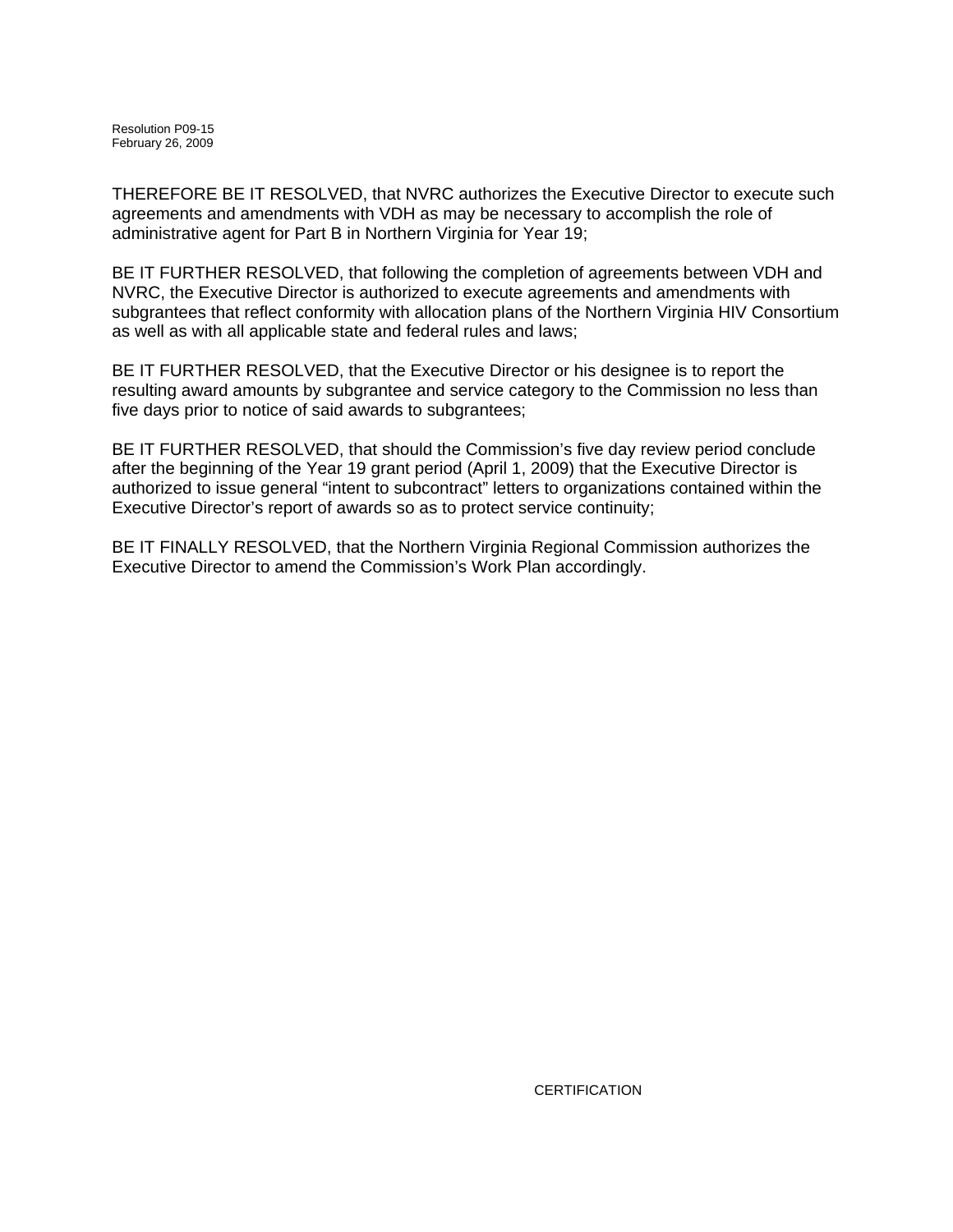Resolution P09-15
February 26, 2009

THEREFORE BE IT RESOLVED, that NVRC authorizes the Executive Director to execute such agreements and amendments with VDH as may be necessary to accomplish the role of administrative agent for Part B in Northern Virginia for Year 19;

BE IT FURTHER RESOLVED, that following the completion of agreements between VDH and NVRC, the Executive Director is authorized to execute agreements and amendments with subgrantees that reflect conformity with allocation plans of the Northern Virginia HIV Consortium as well as with all applicable state and federal rules and laws;

BE IT FURTHER RESOLVED, that the Executive Director or his designee is to report the resulting award amounts by subgrantee and service category to the Commission no less than five days prior to notice of said awards to subgrantees;

BE IT FURTHER RESOLVED, that should the Commission's five day review period conclude after the beginning of the Year 19 grant period (April 1, 2009) that the Executive Director is authorized to issue general "intent to subcontract" letters to organizations contained within the Executive Director's report of awards so as to protect service continuity;

BE IT FINALLY RESOLVED, that the Northern Virginia Regional Commission authorizes the Executive Director to amend the Commission's Work Plan accordingly.

CERTIFICATION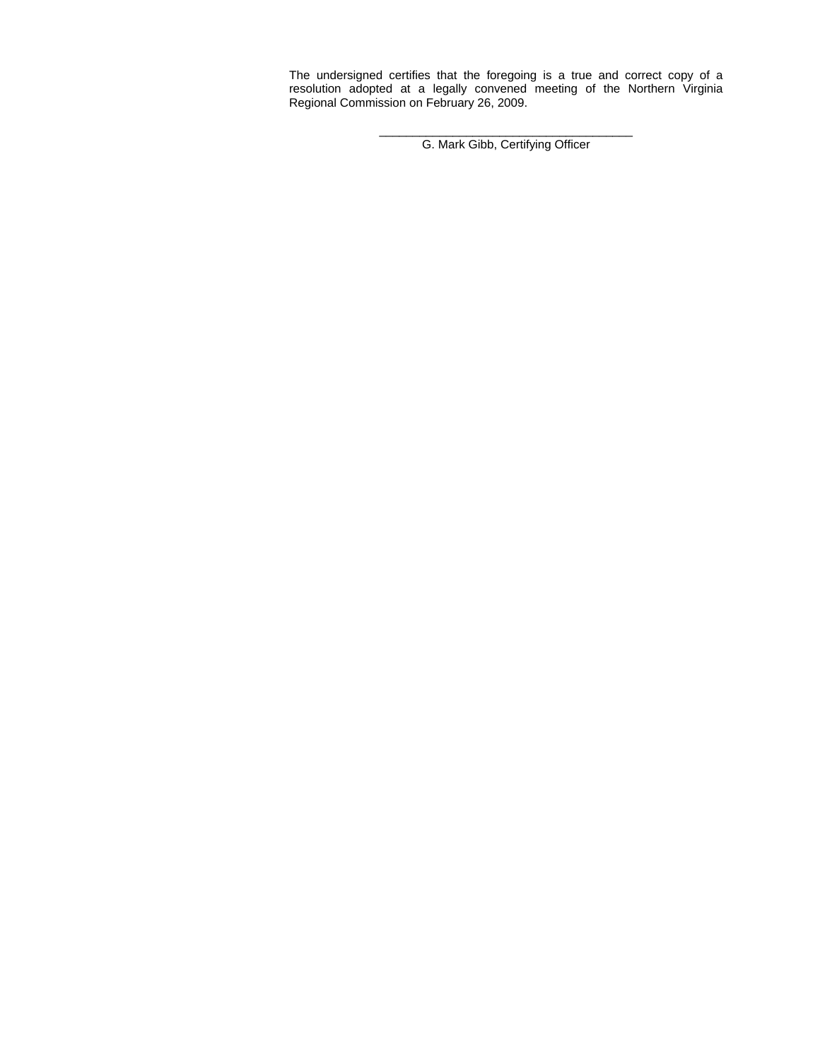The undersigned certifies that the foregoing is a true and correct copy of a resolution adopted at a legally convened meeting of the Northern Virginia Regional Commission on February 26, 2009.

\_\_\_\_\_\_\_\_\_\_\_\_\_\_\_\_\_\_\_\_\_\_\_\_\_\_\_\_\_\_\_\_\_\_\_\_\_\_\_

G. Mark Gibb, Certifying Officer